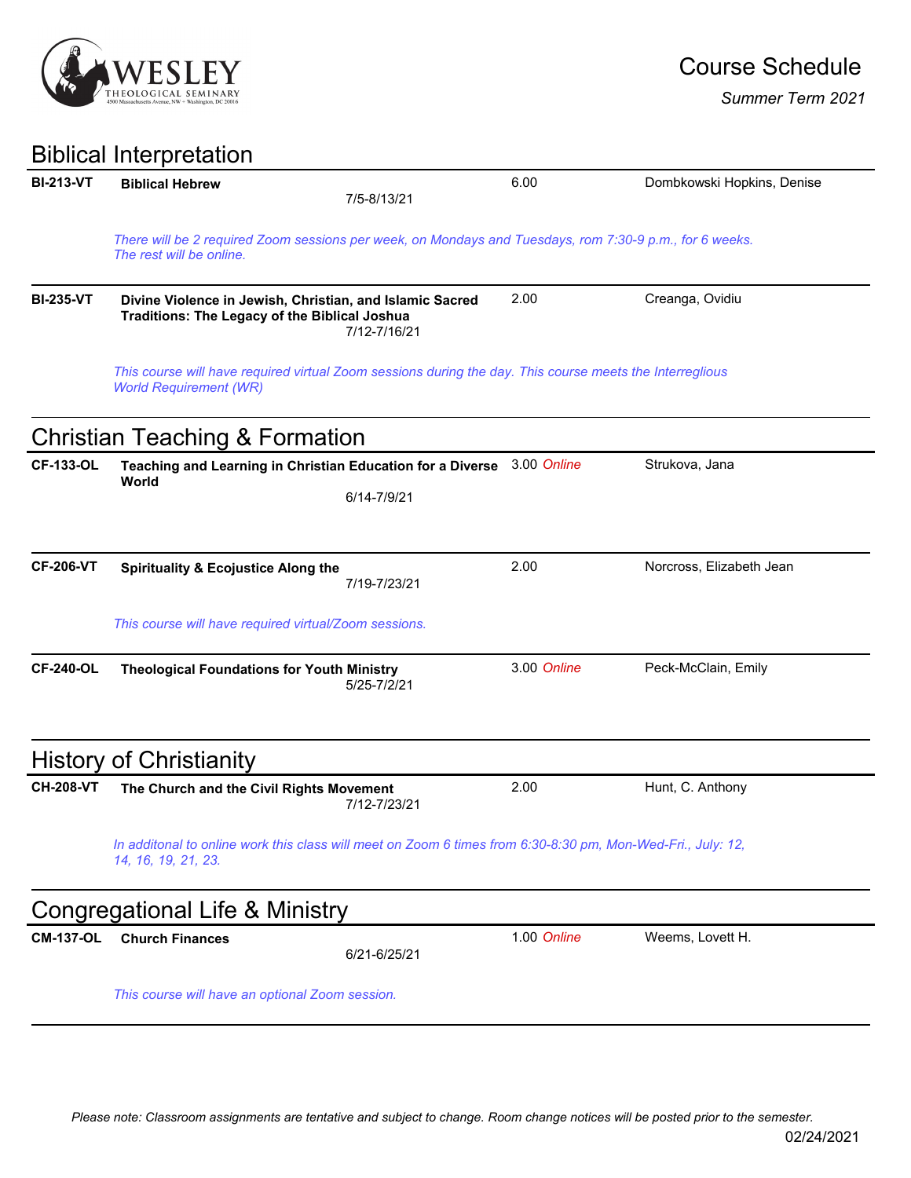# Course Schedule

*Summer Term 2021*

## Biblical Interpretation

| Course | Title | Dates | Credits | Instructor |
|---|---|---|---|---|
| **BI-213-VT** | **Biblical Hebrew** | 7/5-8/13/21 | 6.00 | Dombkowski Hopkins, Denise |

*There will be 2 required Zoom sessions per week, on Mondays and Tuesdays, rom 7:30-9 p.m., for 6 weeks. The rest will be online.*

| Course | Title | Dates | Credits | Instructor |
|---|---|---|---|---|
| **BI-235-VT** | **Divine Violence in Jewish, Christian, and Islamic Sacred Traditions: The Legacy of the Biblical Joshua** | 7/12-7/16/21 | 2.00 | Creanga, Ovidiu |

*This course will have required virtual Zoom sessions during the day. This course meets the Interreglious World Requirement (WR)*

## Christian Teaching & Formation

| Course | Title | Dates | Credits | Instructor |
|---|---|---|---|---|
| **CF-133-OL** | **Teaching and Learning in Christian Education for a Diverse World** | 6/14-7/9/21 | 3.00 *Online* | Strukova, Jana |
| **CF-206-VT** | **Spirituality & Ecojustice Along the** | 7/19-7/23/21 | 2.00 | Norcross, Elizabeth Jean |

*This course will have required virtual/Zoom sessions.*

| Course | Title | Dates | Credits | Instructor |
|---|---|---|---|---|
| **CF-240-OL** | **Theological Foundations for Youth Ministry** | 5/25-7/2/21 | 3.00 *Online* | Peck-McClain, Emily |

## History of Christianity

| Course | Title | Dates | Credits | Instructor |
|---|---|---|---|---|
| **CH-208-VT** | **The Church and the Civil Rights Movement** | 7/12-7/23/21 | 2.00 | Hunt, C. Anthony |

*In additonal to online work this class will meet on Zoom 6 times from 6:30-8:30 pm, Mon-Wed-Fri., July: 12, 14, 16, 19, 21, 23.*

## Congregational Life & Ministry

| Course | Title | Dates | Credits | Instructor |
|---|---|---|---|---|
| **CM-137-OL** | **Church Finances** | 6/21-6/25/21 | 1.00 *Online* | Weems, Lovett H. |

*This course will have an optional Zoom session.*

*Please note: Classroom assignments are tentative and subject to change. Room change notices will be posted prior to the semester.*

02/24/2021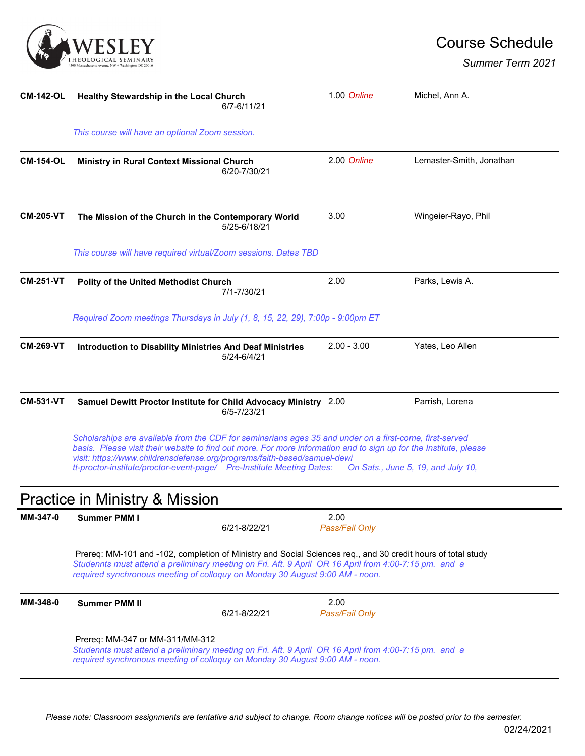| Course | Title | Credits | Instructor |
|---|---|---|---|
| **CM-142-OL** | **Healthy Stewardship in the Local Church** 6/7-6/11/21 | 1.00 *Online* | Michel, Ann A. |

*This course will have an optional Zoom session.*

| Course | Title | Credits | Instructor |
|---|---|---|---|
| **CM-154-OL** | **Ministry in Rural Context Missional Church** 6/20-7/30/21 | 2.00 *Online* | Lemaster-Smith, Jonathan |
| **CM-205-VT** | **The Mission of the Church in the Contemporary World** 5/25-6/18/21 | 3.00 | Wingeier-Rayo, Phil |

*This course will have required virtual/Zoom sessions. Dates TBD*

| Course | Title | Credits | Instructor |
|---|---|---|---|
| **CM-251-VT** | **Polity of the United Methodist Church** 7/1-7/30/21 | 2.00 | Parks, Lewis A. |

*Required Zoom meetings Thursdays in July (1, 8, 15, 22, 29), 7:00p - 9:00pm ET*

| Course | Title | Credits | Instructor |
|---|---|---|---|
| **CM-269-VT** | **Introduction to Disability Ministries And Deaf Ministries** 5/24-6/4/21 | 2.00 - 3.00 | Yates, Leo Allen |
| **CM-531-VT** | **Samuel Dewitt Proctor Institute for Child Advocacy Ministry** 6/5-7/23/21 | 2.00 | Parrish, Lorena |

*Scholarships are available from the CDF for seminarians ages 35 and under on a first-come, first-served basis. Please visit their website to find out more. For more information and to sign up for the Institute, please visit: https://www.childrensdefense.org/programs/faith-based/samuel-dewitt-proctor-institute/proctor-event-page/ Pre-Institute Meeting Dates: On Sats., June 5, 19, and July 10,*

## Practice in Ministry & Mission

| Course | Title | Credits | Instructor |
|---|---|---|---|
| **MM-347-0** | **Summer PMM I** 6/21-8/22/21 | 2.00 *Pass/Fail Only* | |

Prereq: MM-101 and -102, completion of Ministry and Social Sciences req., and 30 credit hours of total study

*Studennts must attend a preliminary meeting on Fri. Aft. 9 April OR 16 April from 4:00-7:15 pm. and a required synchronous meeting of colloquy on Monday 30 August 9:00 AM - noon.*

| Course | Title | Credits | Instructor |
|---|---|---|---|
| **MM-348-0** | **Summer PMM II** 6/21-8/22/21 | 2.00 *Pass/Fail Only* | |

Prereq: MM-347 or MM-311/MM-312

*Studennts must attend a preliminary meeting on Fri. Aft. 9 April OR 16 April from 4:00-7:15 pm. and a required synchronous meeting of colloquy on Monday 30 August 9:00 AM - noon.*

*Please note: Classroom assignments are tentative and subject to change. Room change notices will be posted prior to the semester.*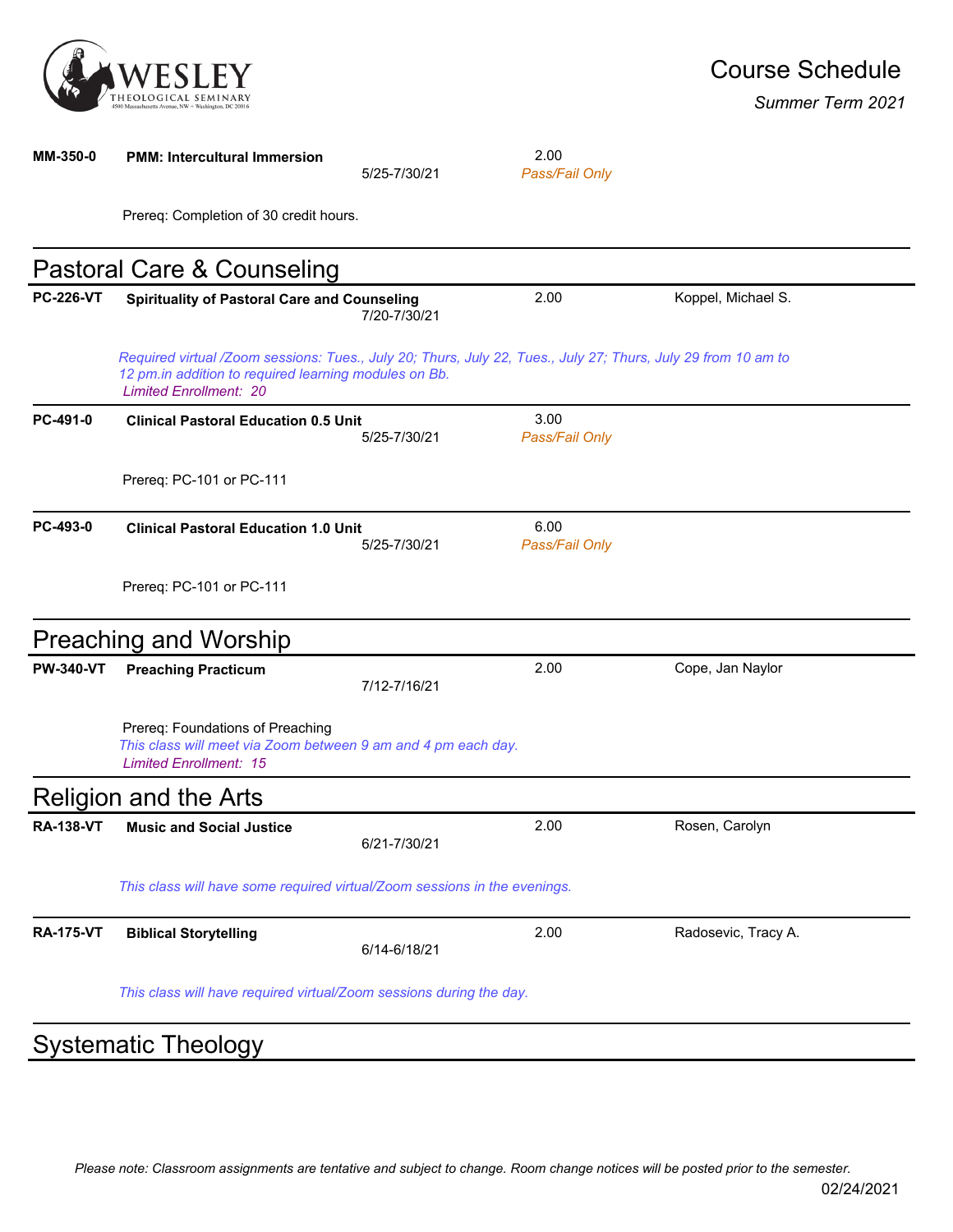**MM-350-0** **PMM: Intercultural Immersion** 5/25-7/30/21 2.00 *Pass/Fail Only*

Prereq: Completion of 30 credit hours.

## Pastoral Care & Counseling

**PC-226-VT** **Spirituality of Pastoral Care and Counseling** 7/20-7/30/21 2.00 Koppel, Michael S.

*Required virtual /Zoom sessions: Tues., July 20; Thurs, July 22, Tues., July 27; Thurs, July 29 from 10 am to 12 pm.in addition to required learning modules on Bb.*
*Limited Enrollment: 20*

**PC-491-0** **Clinical Pastoral Education 0.5 Unit** 5/25-7/30/21 3.00 *Pass/Fail Only*

Prereq: PC-101 or PC-111

**PC-493-0** **Clinical Pastoral Education 1.0 Unit** 5/25-7/30/21 6.00 *Pass/Fail Only*

Prereq: PC-101 or PC-111

## Preaching and Worship

**PW-340-VT** **Preaching Practicum** 7/12-7/16/21 2.00 Cope, Jan Naylor

Prereq: Foundations of Preaching
*This class will meet via Zoom between 9 am and 4 pm each day.*
*Limited Enrollment: 15*

## Religion and the Arts

**RA-138-VT** **Music and Social Justice** 6/21-7/30/21 2.00 Rosen, Carolyn

*This class will have some required virtual/Zoom sessions in the evenings.*

**RA-175-VT** **Biblical Storytelling** 6/14-6/18/21 2.00 Radosevic, Tracy A.

*This class will have required virtual/Zoom sessions during the day.*

## Systematic Theology

*Please note: Classroom assignments are tentative and subject to change. Room change notices will be posted prior to the semester.*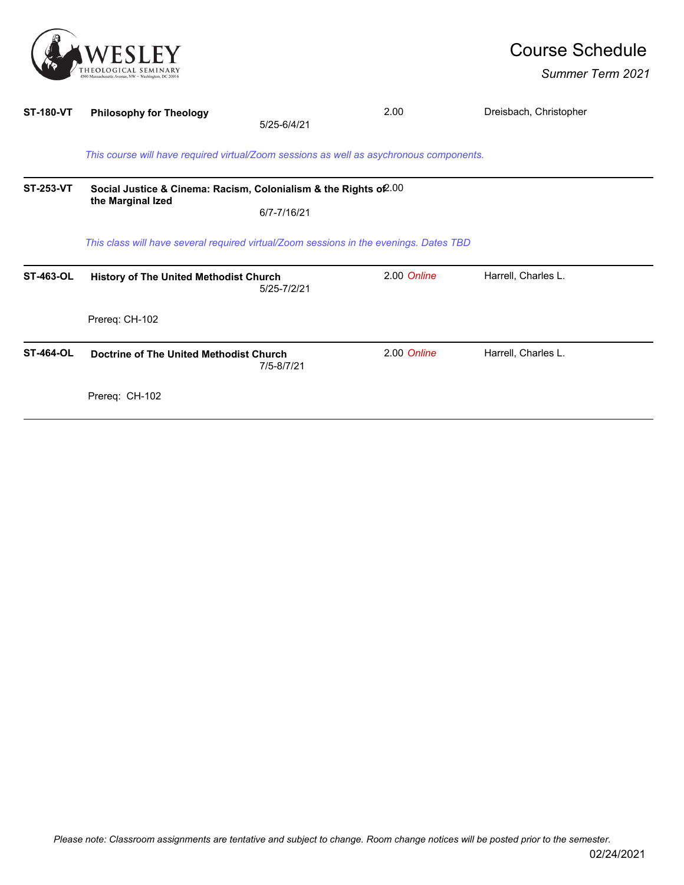# Course Schedule

*Summer Term 2021*

| | | | | | |
|---|---|---|---|---|---|
| **ST-180-VT** | **Philosophy for Theology** | 5/25-6/4/21 | 2.00 | | Dreisbach, Christopher |
| | *This course will have required virtual/Zoom sessions as well as asychronous components.* | | | | |
| **ST-253-VT** | **Social Justice & Cinema: Racism, Colonialism & the Rights of the Marginal Ized** | 6/7-7/16/21 | 2.00 | | |
| | *This class will have several required virtual/Zoom sessions in the evenings. Dates TBD* | | | | |
| **ST-463-OL** | **History of The United Methodist Church** | 5/25-7/2/21 | 2.00 | *Online* | Harrell, Charles L. |
| | Prereq: CH-102 | | | | |
| **ST-464-OL** | **Doctrine of The United Methodist Church** | 7/5-8/7/21 | 2.00 | *Online* | Harrell, Charles L. |
| | Prereq: CH-102 | | | | |

*Please note: Classroom assignments are tentative and subject to change. Room change notices will be posted prior to the semester.*

02/24/2021